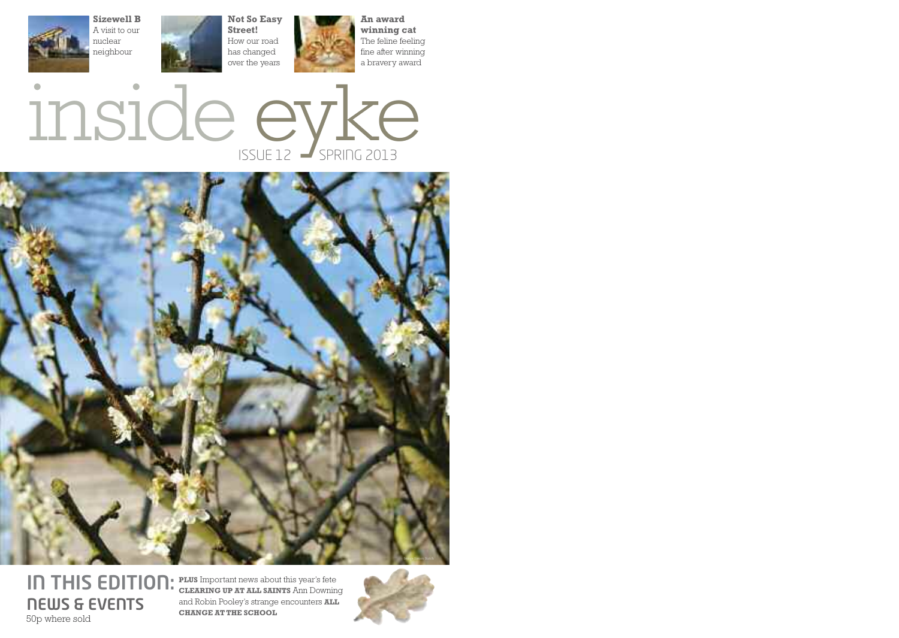**Sizewell B**
A visit to our nuclear neighbour

**Not So Easy Street!**
How our road has changed over the years

**An award winning cat**
The feline feeling fine after winning a bravery award

# inside eyke

ISSUE 12 SPRING 2013

## IN THIS EDITION: NEWS & EVENTS

50p where sold

**PLUS** Important news about this year's fete **CLEARING UP AT ALL SAINTS** Ann Downing and Robin Pooley's strange encounters **ALL CHANGE AT THE SCHOOL**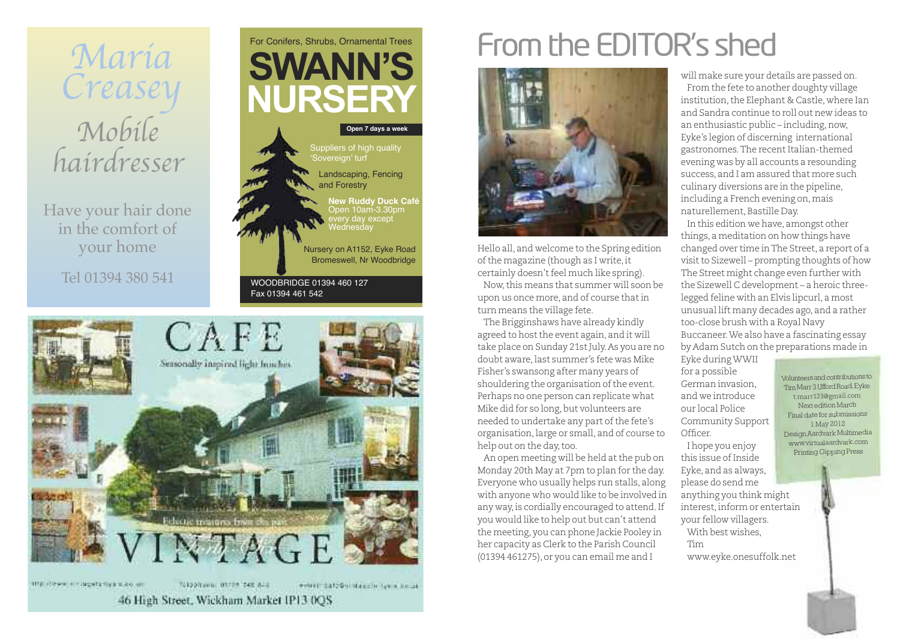Maria Creasey

Mobile hairdresser

Have your hair done in the comfort of your home

Tel 01394 380 541

For Conifers, Shrubs, Ornamental Trees

**SWANN'S NURSERY**

**Open 7 days a week**

Suppliers of high quality 'Sovereign' turf

Landscaping, Fencing and Forestry

**New Ruddy Duck Café**
Open 10am-3.30pm every day except Wednesday

Nursery on A1152, Eyke Road
Bromeswell, Nr Woodbridge

WOODBRIDGE 01394 460 127
Fax 01394 461 542

CAFE

Seasonally inspired light lunches

Eclectic treasures from the past

VINTAGE

46 High Street, Wickham Market IP13 0QS

# From the EDITOR's shed

Hello all, and welcome to the Spring edition of the magazine (though as I write, it certainly doesn't feel much like spring).

Now, this means that summer will soon be upon us once more, and of course that in turn means the village fete.

The Brigginshaws have already kindly agreed to host the event again, and it will take place on Sunday 21st July. As you are no doubt aware, last summer's fete was Mike Fisher's swansong after many years of shouldering the organisation of the event. Perhaps no one person can replicate what Mike did for so long, but volunteers are needed to undertake any part of the fete's organisation, large or small, and of course to help out on the day, too.

An open meeting will be held at the pub on Monday 20th May at 7pm to plan for the day. Everyone who usually helps run stalls, along with anyone who would like to be involved in any way, is cordially encouraged to attend. If you would like to help out but can't attend the meeting, you can phone Jackie Pooley in her capacity as Clerk to the Parish Council (01394 461275), or you can email me and I will make sure your details are passed on.

From the fete to another doughty village institution, the Elephant & Castle, where Ian and Sandra continue to roll out new ideas to an enthusiastic public – including, now, Eyke's legion of discerning international gastronomes. The recent Italian-themed evening was by all accounts a resounding success, and I am assured that more such culinary diversions are in the pipeline, including a French evening on, mais naturellement, Bastille Day.

In this edition we have, amongst other things, a meditation on how things have changed over time in The Street, a report of a visit to Sizewell – prompting thoughts of how The Street might change even further with the Sizewell C development – a heroic three-legged feline with an Elvis lipcurl, a most unusual lift many decades ago, and a rather too-close brush with a Royal Navy Buccaneer. We also have a fascinating essay by Adam Sutch on the preparations made in Eyke during WWII for a possible German invasion, and we introduce our local Police Community Support Officer.

I hope you enjoy this issue of Inside Eyke, and as always, please do send me anything you think might interest, inform or entertain your fellow villagers.

With best wishes,

Tim

www.eyke.onesuffolk.net

Volunteers and contributions to
Tim Marr 3 Ufford Road, Eyke
t.marr123@gmail.com
Next edition March
Final date for submissions
1 May 2012
Design Aardvark Multimedia
www.virtualaardvark.com
Printing Gipping Press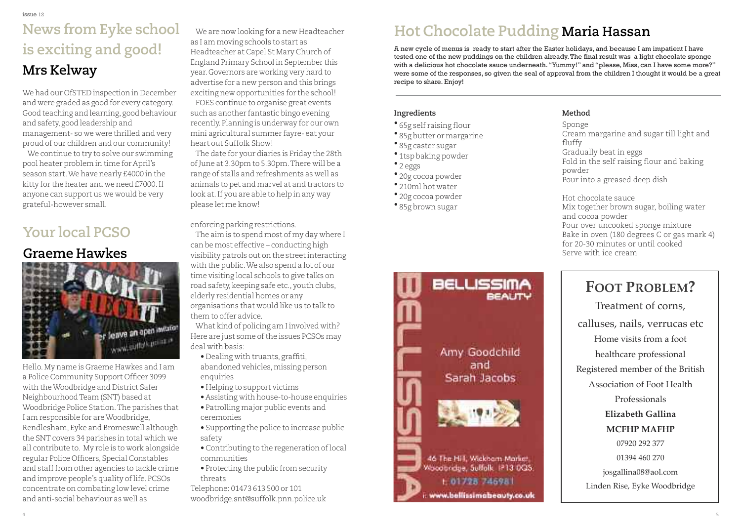# News from Eyke school is exciting and good!

## Mrs Kelway

We had our OfSTED inspection in December and were graded as good for every category. Good teaching and learning, good behaviour and safety, good leadership and management- so we were thrilled and very proud of our children and our community!

We continue to try to solve our swimming pool heater problem in time for April's season start. We have nearly £4000 in the kitty for the heater and we need £7000. If anyone can support us we would be very grateful-however small.

We are now looking for a new Headteacher as I am moving schools to start as Headteacher at Capel St Mary Church of England Primary School in September this year. Governors are working very hard to advertise for a new person and this brings exciting new opportunities for the school!

FOES continue to organise great events such as another fantastic bingo evening recently. Planning is underway for our own mini agricultural summer fayre- eat your heart out Suffolk Show!

The date for your diaries is Friday the 28th of June at 3.30pm to 5.30pm. There will be a range of stalls and refreshments as well as animals to pet and marvel at and tractors to look at. If you are able to help in any way please let me know!

# Your local PCSO

## Graeme Hawkes

Hello. My name is Graeme Hawkes and I am a Police Community Support Officer 3099 with the Woodbridge and District Safer Neighbourhood Team (SNT) based at Woodbridge Police Station. The parishes that I am responsible for are Woodbridge, Rendlesham, Eyke and Bromeswell although the SNT covers 34 parishes in total which we all contribute to. My role is to work alongside regular Police Officers, Special Constables and staff from other agencies to tackle crime and improve people's quality of life. PCSOs concentrate on combating low level crime and anti-social behaviour as well as enforcing parking restrictions.

The aim is to spend most of my day where I can be most effective – conducting high visibility patrols out on the street interacting with the public. We also spend a lot of our time visiting local schools to give talks on road safety, keeping safe etc., youth clubs, elderly residential homes or any organisations that would like us to talk to them to offer advice.

What kind of policing am I involved with? Here are just some of the issues PCSOs may deal with basis:

- Dealing with truants, graffiti, abandoned vehicles, missing person enquiries
- Helping to support victims
- Assisting with house-to-house enquiries
- Patrolling major public events and ceremonies
- Supporting the police to increase public safety
- Contributing to the regeneration of local communities
- Protecting the public from security threats

Telephone: 01473 613 500 or 101
woodbridge.snt@suffolk.pnn.police.uk

# Hot Chocolate Pudding Maria Hassan

**A new cycle of menus is ready to start after the Easter holidays, and because I am impatient I have tested one of the new puddings on the children already. The final result was a light chocolate sponge with a delicious hot chocolate sauce underneath. "Yummy!" and "please, Miss, can I have some more?" were some of the responses, so given the seal of approval from the children I thought it would be a great recipe to share. Enjoy!**

### Ingredients

- 65g self raising flour
- 85g butter or margarine
- 85g caster sugar
- 1tsp baking powder
- 2 eggs
- 20g cocoa powder
- 210ml hot water
- 20g cocoa powder
- 85g brown sugar

### Method

Sponge
Cream margarine and sugar till light and fluffy
Gradually beat in eggs
Fold in the self raising flour and baking powder
Pour into a greased deep dish

Hot chocolate sauce
Mix together brown sugar, boiling water and cocoa powder
Pour over uncooked sponge mixture
Bake in oven (180 degrees C or gas mark 4) for 20-30 minutes or until cooked
Serve with ice cream

BELLISSIMA BEAUTY

Amy Goodchild and Sarah Jacobs

46 The Hill, Wickham Market, Woodbridge, Suffolk IP13 0QS
t: 01728 746981
w: www.bellissimabeauty.co.uk

**FOOT PROBLEM?**

Treatment of corns, calluses, nails, verrucas etc

Home visits from a foot healthcare professional

Registered member of the British Association of Foot Health Professionals

**Elizabeth Gallina**

**MCFHP MAFHP**

07920 292 377

01394 460 270

josgallina08@aol.com

Linden Rise, Eyke Woodbridge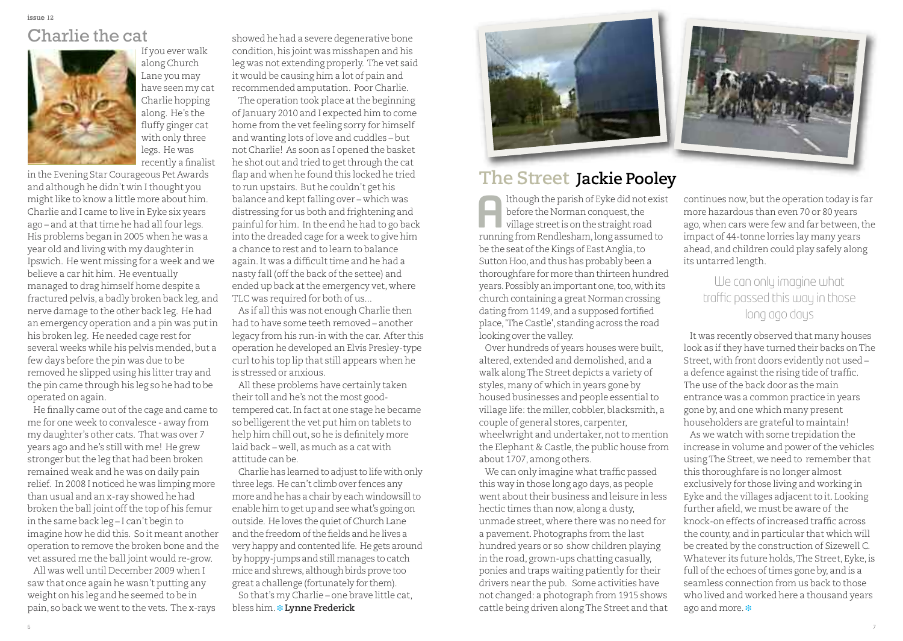## Charlie the cat

If you ever walk along Church Lane you may have seen my cat Charlie hopping along. He's the fluffy ginger cat with only three legs. He was recently a finalist in the Evening Star Courageous Pet Awards and although he didn't win I thought you might like to know a little more about him. Charlie and I came to live in Eyke six years ago – and at that time he had all four legs. His problems began in 2005 when he was a year old and living with my daughter in Ipswich. He went missing for a week and we believe a car hit him. He eventually managed to drag himself home despite a fractured pelvis, a badly broken back leg, and nerve damage to the other back leg. He had an emergency operation and a pin was put in his broken leg. He needed cage rest for several weeks while his pelvis mended, but a few days before the pin was due to be removed he slipped using his litter tray and the pin came through his leg so he had to be operated on again.

He finally came out of the cage and came to me for one week to convalesce - away from my daughter's other cats. That was over 7 years ago and he's still with me! He grew stronger but the leg that had been broken remained weak and he was on daily pain relief. In 2008 I noticed he was limping more than usual and an x-ray showed he had broken the ball joint off the top of his femur in the same back leg – I can't begin to imagine how he did this. So it meant another operation to remove the broken bone and the vet assured me the ball joint would re-grow.

All was well until December 2009 when I saw that once again he wasn't putting any weight on his leg and he seemed to be in pain, so back we went to the vets. The x-rays showed he had a severe degenerative bone condition, his joint was misshapen and his leg was not extending properly. The vet said it would be causing him a lot of pain and recommended amputation. Poor Charlie.

The operation took place at the beginning of January 2010 and I expected him to come home from the vet feeling sorry for himself and wanting lots of love and cuddles – but not Charlie! As soon as I opened the basket he shot out and tried to get through the cat flap and when he found this locked he tried to run upstairs. But he couldn't get his balance and kept falling over – which was distressing for us both and frightening and painful for him. In the end he had to go back into the dreaded cage for a week to give him a chance to rest and to learn to balance again. It was a difficult time and he had a nasty fall (off the back of the settee) and ended up back at the emergency vet, where TLC was required for both of us...

As if all this was not enough Charlie then had to have some teeth removed – another legacy from his run-in with the car. After this operation he developed an Elvis Presley-type curl to his top lip that still appears when he is stressed or anxious.

All these problems have certainly taken their toll and he's not the most good-tempered cat. In fact at one stage he became so belligerent the vet put him on tablets to help him chill out, so he is definitely more laid back – well, as much as a cat with attitude can be.

Charlie has learned to adjust to life with only three legs. He can't climb over fences any more and he has a chair by each windowsill to enable him to get up and see what's going on outside. He loves the quiet of Church Lane and the freedom of the fields and he lives a very happy and contented life. He gets around by hoppy-jumps and still manages to catch mice and shrews, although birds prove too great a challenge (fortunately for them).

So that's my Charlie – one brave little cat, bless him. **Lynne Frederick**

## The Street **Jackie Pooley**

Although the parish of Eyke did not exist before the Norman conquest, the village street is on the straight road running from Rendlesham, long assumed to be the seat of the Kings of East Anglia, to Sutton Hoo, and thus has probably been a thoroughfare for more than thirteen hundred years. Possibly an important one, too, with its church containing a great Norman crossing dating from 1149, and a supposed fortified place, 'The Castle', standing across the road looking over the valley.

Over hundreds of years houses were built, altered, extended and demolished, and a walk along The Street depicts a variety of styles, many of which in years gone by housed businesses and people essential to village life: the miller, cobbler, blacksmith, a couple of general stores, carpenter, wheelwright and undertaker, not to mention the Elephant & Castle, the public house from about 1707, among others.

We can only imagine what traffic passed this way in those long ago days, as people went about their business and leisure in less hectic times than now, along a dusty, unmade street, where there was no need for a pavement. Photographs from the last hundred years or so show children playing in the road, grown-ups chatting casually, ponies and traps waiting patiently for their drivers near the pub. Some activities have not changed: a photograph from 1915 shows cattle being driven along The Street and that continues now, but the operation today is far more hazardous than even 70 or 80 years ago, when cars were few and far between, the impact of 44-tonne lorries lay many years ahead, and children could play safely along its untarred length.

> We can only imagine what traffic passed this way in those long ago days

It was recently observed that many houses look as if they have turned their backs on The Street, with front doors evidently not used – a defence against the rising tide of traffic. The use of the back door as the main entrance was a common practice in years gone by, and one which many present householders are grateful to maintain!

As we watch with some trepidation the increase in volume and power of the vehicles using The Street, we need to remember that this thoroughfare is no longer almost exclusively for those living and working in Eyke and the villages adjacent to it. Looking further afield, we must be aware of the knock-on effects of increased traffic across the county, and in particular that which will be created by the construction of Sizewell C. Whatever its future holds, The Street, Eyke, is full of the echoes of times gone by, and is a seamless connection from us back to those who lived and worked here a thousand years ago and more.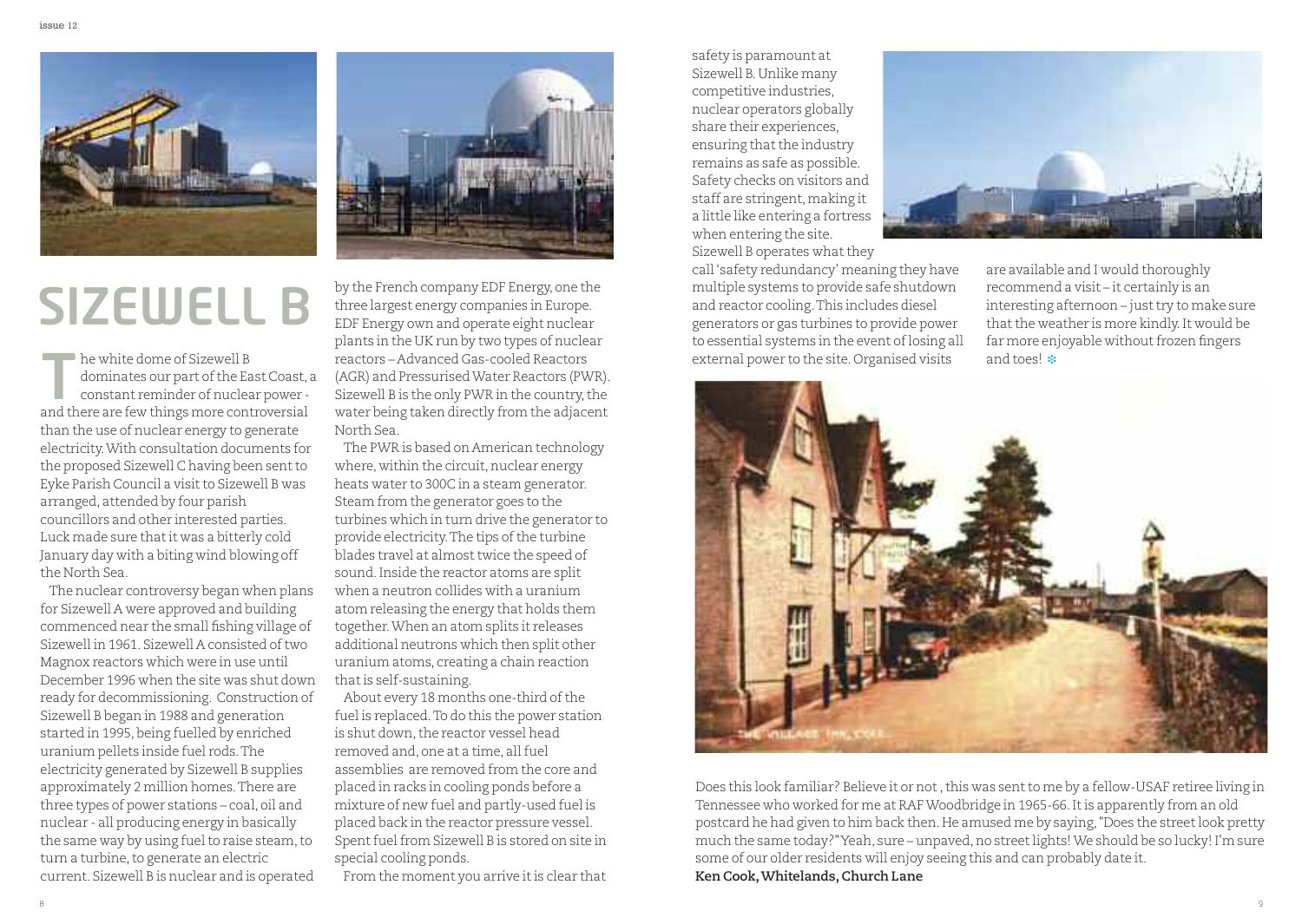# SIZEWELL B

The white dome of Sizewell B dominates our part of the East Coast, a constant reminder of nuclear power - and there are few things more controversial than the use of nuclear energy to generate electricity. With consultation documents for the proposed Sizewell C having been sent to Eyke Parish Council a visit to Sizewell B was arranged, attended by four parish councillors and other interested parties. Luck made sure that it was a bitterly cold January day with a biting wind blowing off the North Sea.

The nuclear controversy began when plans for Sizewell A were approved and building commenced near the small fishing village of Sizewell in 1961. Sizewell A consisted of two Magnox reactors which were in use until December 1996 when the site was shut down ready for decommissioning. Construction of Sizewell B began in 1988 and generation started in 1995, being fuelled by enriched uranium pellets inside fuel rods. The electricity generated by Sizewell B supplies approximately 2 million homes. There are three types of power stations – coal, oil and nuclear - all producing energy in basically the same way by using fuel to raise steam, to turn a turbine, to generate an electric current. Sizewell B is nuclear and is operated by the French company EDF Energy, one the three largest energy companies in Europe. EDF Energy own and operate eight nuclear plants in the UK run by two types of nuclear reactors – Advanced Gas-cooled Reactors (AGR) and Pressurised Water Reactors (PWR). Sizewell B is the only PWR in the country, the water being taken directly from the adjacent North Sea.

The PWR is based on American technology where, within the circuit, nuclear energy heats water to 300C in a steam generator. Steam from the generator goes to the turbines which in turn drive the generator to provide electricity. The tips of the turbine blades travel at almost twice the speed of sound. Inside the reactor atoms are split when a neutron collides with a uranium atom releasing the energy that holds them together. When an atom splits it releases additional neutrons which then split other uranium atoms, creating a chain reaction that is self-sustaining.

About every 18 months one-third of the fuel is replaced. To do this the power station is shut down, the reactor vessel head removed and, one at a time, all fuel assemblies are removed from the core and placed in racks in cooling ponds before a mixture of new fuel and partly-used fuel is placed back in the reactor pressure vessel. Spent fuel from Sizewell B is stored on site in special cooling ponds.

From the moment you arrive it is clear that safety is paramount at Sizewell B. Unlike many competitive industries, nuclear operators globally share their experiences, ensuring that the industry remains as safe as possible. Safety checks on visitors and staff are stringent, making it a little like entering a fortress when entering the site. Sizewell B operates what they call 'safety redundancy' meaning they have multiple systems to provide safe shutdown and reactor cooling. This includes diesel generators or gas turbines to provide power to essential systems in the event of losing all external power to the site. Organised visits are available and I would thoroughly recommend a visit – it certainly is an interesting afternoon – just try to make sure that the weather is more kindly. It would be far more enjoyable without frozen fingers and toes!

THE VILLAGE INN, EYKE

Does this look familiar? Believe it or not , this was sent to me by a fellow-USAF retiree living in Tennessee who worked for me at RAF Woodbridge in 1965-66. It is apparently from an old postcard he had given to him back then. He amused me by saying, "Does the street look pretty much the same today?" Yeah, sure – unpaved, no street lights! We should be so lucky! I'm sure some of our older residents will enjoy seeing this and can probably date it.

**Ken Cook, Whitelands, Church Lane**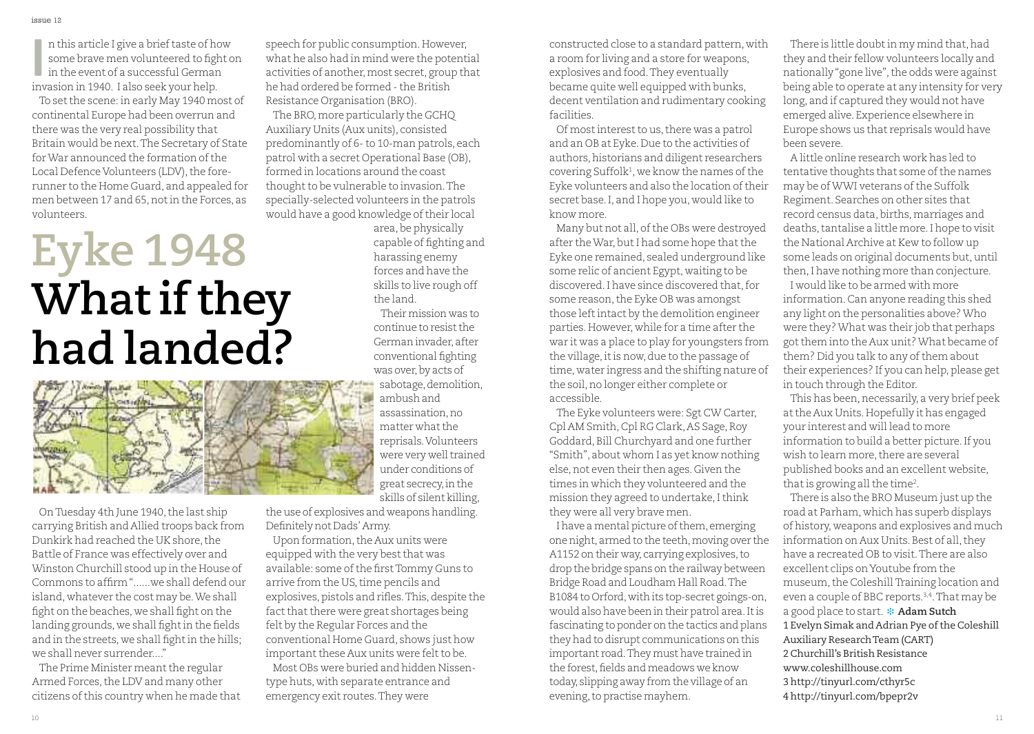# Eyke 1948
# What if they had landed?

In this article I give a brief taste of how some brave men volunteered to fight on in the event of a successful German invasion in 1940. I also seek your help.

To set the scene: in early May 1940 most of continental Europe had been overrun and there was the very real possibility that Britain would be next. The Secretary of State for War announced the formation of the Local Defence Volunteers (LDV), the forerunner to the Home Guard, and appealed for men between 17 and 65, not in the Forces, as volunteers.

On Tuesday 4th June 1940, the last ship carrying British and Allied troops back from Dunkirk had reached the UK shore, the Battle of France was effectively over and Winston Churchill stood up in the House of Commons to affirm "……we shall defend our island, whatever the cost may be. We shall fight on the beaches, we shall fight on the landing grounds, we shall fight in the fields and in the streets, we shall fight in the hills; we shall never surrender…."

The Prime Minister meant the regular Armed Forces, the LDV and many other citizens of this country when he made that speech for public consumption. However, what he also had in mind were the potential activities of another, most secret, group that he had ordered be formed - the British Resistance Organisation (BRO).

The BRO, more particularly the GCHQ Auxiliary Units (Aux units), consisted predominantly of 6- to 10-man patrols, each patrol with a secret Operational Base (OB), formed in locations around the coast thought to be vulnerable to invasion. The specially-selected volunteers in the patrols would have a good knowledge of their local area, be physically capable of fighting and harassing enemy forces and have the skills to live rough off the land.

Their mission was to continue to resist the German invader, after conventional fighting was over, by acts of sabotage, demolition, ambush and assassination, no matter what the reprisals. Volunteers were very well trained under conditions of great secrecy, in the skills of silent killing, the use of explosives and weapons handling. Definitely not Dads' Army.

Upon formation, the Aux units were equipped with the very best that was available: some of the first Tommy Guns to arrive from the US, time pencils and explosives, pistols and rifles. This, despite the fact that there were great shortages being felt by the Regular Forces and the conventional Home Guard, shows just how important these Aux units were felt to be.

Most OBs were buried and hidden Nissen-type huts, with separate entrance and emergency exit routes. They were constructed close to a standard pattern, with a room for living and a store for weapons, explosives and food. They eventually became quite well equipped with bunks, decent ventilation and rudimentary cooking facilities.

Of most interest to us, there was a patrol and an OB at Eyke. Due to the activities of authors, historians and diligent researchers covering Suffolk[1], we know the names of the Eyke volunteers and also the location of their secret base. I, and I hope you, would like to know more.

Many but not all, of the OBs were destroyed after the War, but I had some hope that the Eyke one remained, sealed underground like some relic of ancient Egypt, waiting to be discovered. I have since discovered that, for some reason, the Eyke OB was amongst those left intact by the demolition engineer parties. However, while for a time after the war it was a place to play for youngsters from the village, it is now, due to the passage of time, water ingress and the shifting nature of the soil, no longer either complete or accessible.

The Eyke volunteers were: Sgt CW Carter, Cpl AM Smith, Cpl RG Clark, AS Sage, Roy Goddard, Bill Churchyard and one further "Smith", about whom I as yet know nothing else, not even their then ages. Given the times in which they volunteered and the mission they agreed to undertake, I think they were all very brave men.

I have a mental picture of them, emerging one night, armed to the teeth, moving over the A1152 on their way, carrying explosives, to drop the bridge spans on the railway between Bridge Road and Loudham Hall Road. The B1084 to Orford, with its top-secret goings-on, would also have been in their patrol area. It is fascinating to ponder on the tactics and plans they had to disrupt communications on this important road. They must have trained in the forest, fields and meadows we know today, slipping away from the village of an evening, to practise mayhem.

There is little doubt in my mind that, had they and their fellow volunteers locally and nationally "gone live", the odds were against being able to operate at any intensity for very long, and if captured they would not have emerged alive. Experience elsewhere in Europe shows us that reprisals would have been severe.

A little online research work has led to tentative thoughts that some of the names may be of WWI veterans of the Suffolk Regiment. Searches on other sites that record census data, births, marriages and deaths, tantalise a little more. I hope to visit the National Archive at Kew to follow up some leads on original documents but, until then, I have nothing more than conjecture.

I would like to be armed with more information. Can anyone reading this shed any light on the personalities above? Who were they? What was their job that perhaps got them into the Aux unit? What became of them? Did you talk to any of them about their experiences? If you can help, please get in touch through the Editor.

This has been, necessarily, a very brief peek at the Aux Units. Hopefully it has engaged your interest and will lead to more information to build a better picture. If you wish to learn more, there are several published books and an excellent website, that is growing all the time[2].

There is also the BRO Museum just up the road at Parham, which has superb displays of history, weapons and explosives and much information on Aux Units. Best of all, they have a recreated OB to visit. There are also excellent clips on Youtube from the museum, the Coleshill Training location and even a couple of BBC reports.[3,4]. That may be a good place to start. ❄ **Adam Sutch**

1 Evelyn Simak and Adrian Pye of the Coleshill Auxiliary Research Team (CART)
2 Churchill's British Resistance www.coleshillhouse.com
3 http://tinyurl.com/cthyr5c
4 http://tinyurl.com/bpepr2v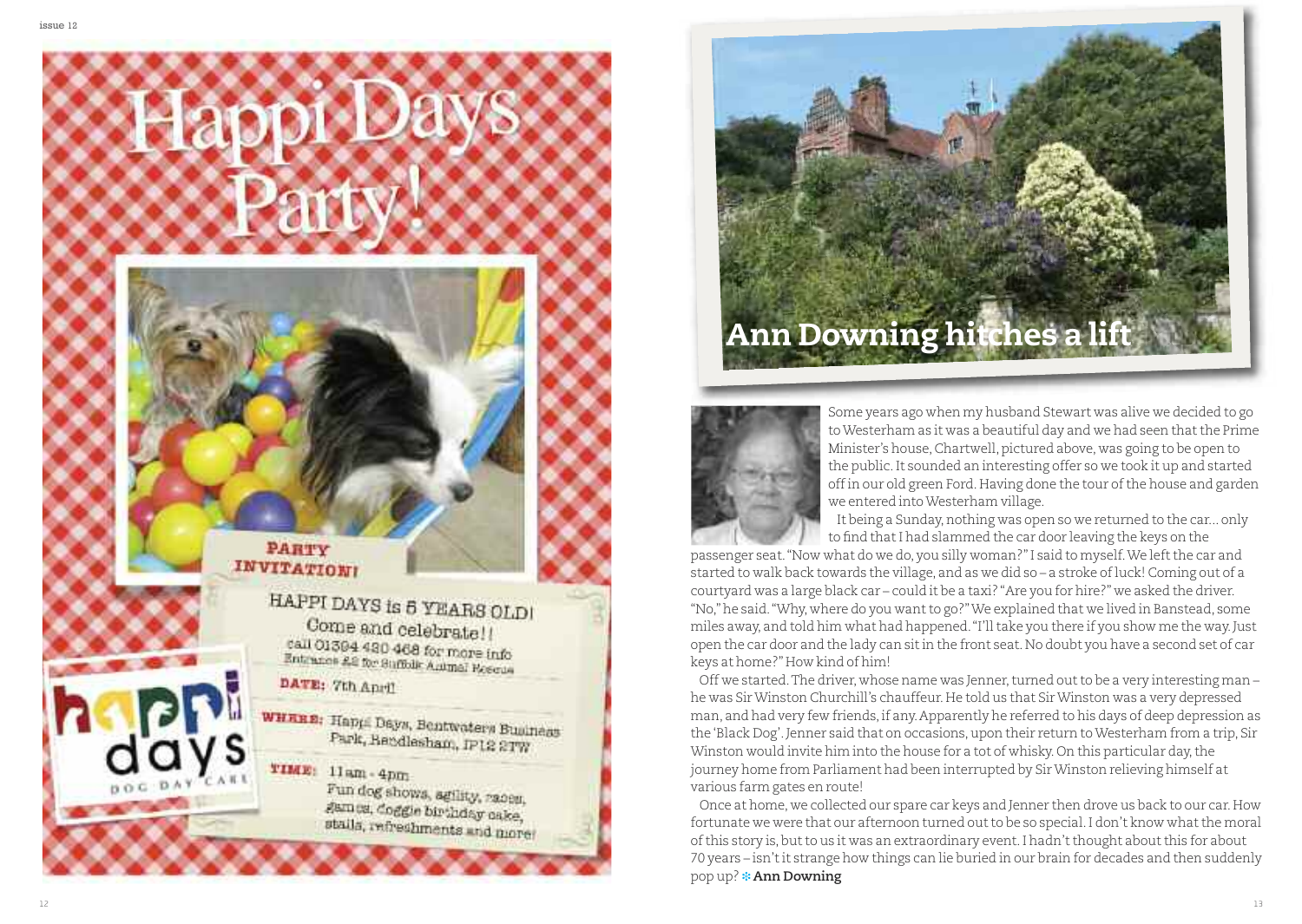# Happi Days Party!

**PARTY INVITATION!**

HAPPI DAYS is 5 YEARS OLD!

Come and celebrate!!

call 01394 420 468 for more info

Entrance £2 for Suffolk Animal Rescue

**DATE:** 7th April

**WHERE:** Happi Days, Bentwaters Business Park, Rendlesham, IP12 2TW

**TIME:** 11am - 4pm

Fun dog shows, agility, races, games, doggie birthday cake, stalls, refreshments and more!

happi days DOG DAY CARE

# Ann Downing hitches a lift

Some years ago when my husband Stewart was alive we decided to go to Westerham as it was a beautiful day and we had seen that the Prime Minister's house, Chartwell, pictured above, was going to be open to the public. It sounded an interesting offer so we took it up and started off in our old green Ford. Having done the tour of the house and garden we entered into Westerham village.

It being a Sunday, nothing was open so we returned to the car... only to find that I had slammed the car door leaving the keys on the passenger seat. "Now what do we do, you silly woman?" I said to myself. We left the car and started to walk back towards the village, and as we did so – a stroke of luck! Coming out of a courtyard was a large black car – could it be a taxi? "Are you for hire?" we asked the driver. "No," he said. "Why, where do you want to go?" We explained that we lived in Banstead, some miles away, and told him what had happened. "I'll take you there if you show me the way. Just open the car door and the lady can sit in the front seat. No doubt you have a second set of car keys at home?" How kind of him!

Off we started. The driver, whose name was Jenner, turned out to be a very interesting man – he was Sir Winston Churchill's chauffeur. He told us that Sir Winston was a very depressed man, and had very few friends, if any. Apparently he referred to his days of deep depression as the 'Black Dog'. Jenner said that on occasions, upon their return to Westerham from a trip, Sir Winston would invite him into the house for a tot of whisky. On this particular day, the journey home from Parliament had been interrupted by Sir Winston relieving himself at various farm gates en route!

Once at home, we collected our spare car keys and Jenner then drove us back to our car. How fortunate we were that our afternoon turned out to be so special. I don't know what the moral of this story is, but to us it was an extraordinary event. I hadn't thought about this for about 70 years – isn't it strange how things can lie buried in our brain for decades and then suddenly pop up? **Ann Downing**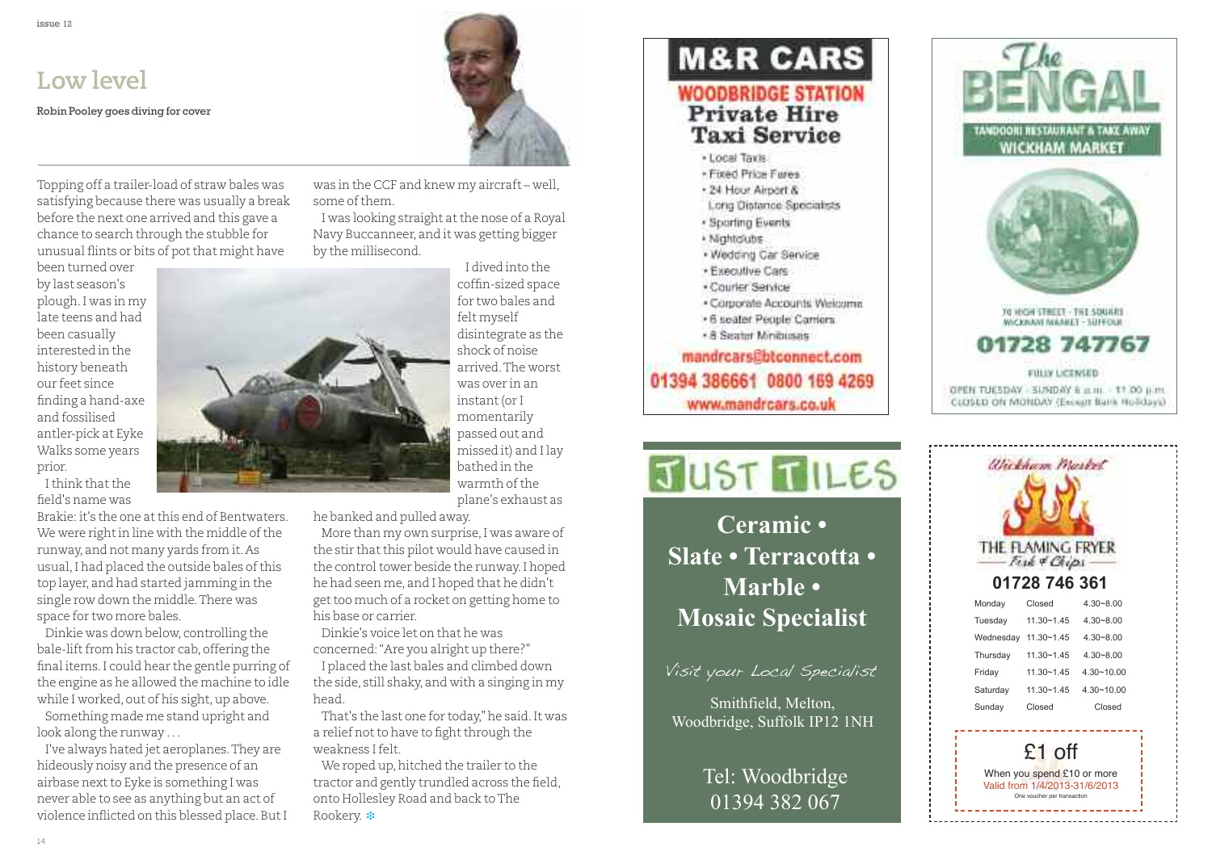# Low level

Robin Pooley goes diving for cover

Topping off a trailer-load of straw bales was satisfying because there was usually a break before the next one arrived and this gave a chance to search through the stubble for unusual flints or bits of pot that might have been turned over by last season's plough. I was in my late teens and had been casually interested in the history beneath our feet since finding a hand-axe and fossilised antler-pick at Eyke Walks some years prior.

I think that the field's name was Brakie: it's the one at this end of Bentwaters. We were right in line with the middle of the runway, and not many yards from it. As usual, I had placed the outside bales of this top layer, and had started jamming in the single row down the middle. There was space for two more bales.

Dinkie was down below, controlling the bale-lift from his tractor cab, offering the final items. I could hear the gentle purring of the engine as he allowed the machine to idle while I worked, out of his sight, up above.

Something made me stand upright and look along the runway . . .

I've always hated jet aeroplanes. They are hideously noisy and the presence of an airbase next to Eyke is something I was never able to see as anything but an act of violence inflicted on this blessed place. But I was in the CCF and knew my aircraft – well, some of them.

I was looking straight at the nose of a Royal Navy Buccanneer, and it was getting bigger by the millisecond.

I dived into the coffin-sized space for two bales and felt myself disintegrate as the shock of noise arrived. The worst was over in an instant (or I momentarily passed out and missed it) and I lay bathed in the warmth of the plane's exhaust as he banked and pulled away.

More than my own surprise, I was aware of the stir that this pilot would have caused in the control tower beside the runway. I hoped he had seen me, and I hoped that he didn't get too much of a rocket on getting home to his base or carrier.

Dinkie's voice let on that he was concerned: "Are you alright up there?"

I placed the last bales and climbed down the side, still shaky, and with a singing in my head.

That's the last one for today," he said. It was a relief not to have to fight through the weakness I felt.

We roped up, hitched the trailer to the tractor and gently trundled across the field, onto Hollesley Road and back to The Rookery.

---

**M&R CARS**

**WOODBRIDGE STATION**
**Private Hire Taxi Service**

- Local Taxis
- Fixed Price Fares
- 24 Hour Airport & Long Distance Specialists
- Sporting Events
- Nightclubs
- Wedding Car Service
- Executive Cars
- Courier Service
- Corporate Accounts Welcome
- 6 seater People Carriers
- 8 Seater Minibuses

mandrcars@btconnect.com
01394 386661 0800 169 4269
www.mandrcars.co.uk

---

**The BENGAL**

TANDOORI RESTAURANT & TAKE AWAY
WICKHAM MARKET

70 HIGH STREET - THE SQUARE
WICKHAM MARKET - SUFFOLK

**01728 747767**

FULLY LICENSED
OPEN TUESDAY - SUNDAY 6 a.m. - 11.00 p.m.
CLOSED ON MONDAY (Except Bank Holidays)

---

**JUST TILES**

**Ceramic • Slate • Terracotta • Marble • Mosaic Specialist**

*Visit your Local Specialist*

Smithfield, Melton, Woodbridge, Suffolk IP12 1NH

Tel: Woodbridge 01394 382 067

---

Wickham Market
**THE FLAMING FRYER**
Fish & Chips

**01728 746 361**

| Monday | Closed | 4.30~8.00 |
|---|---|---|
| Tuesday | 11.30~1.45 | 4.30~8.00 |
| Wednesday | 11.30~1.45 | 4.30~8.00 |
| Thursday | 11.30~1.45 | 4.30~8.00 |
| Friday | 11.30~1.45 | 4.30~10.00 |
| Saturday | 11.30~1.45 | 4.30~10.00 |
| Sunday | Closed | Closed |

£1 off
When you spend £10 or more
Valid from 1/4/2013-31/6/2013
One voucher per transaction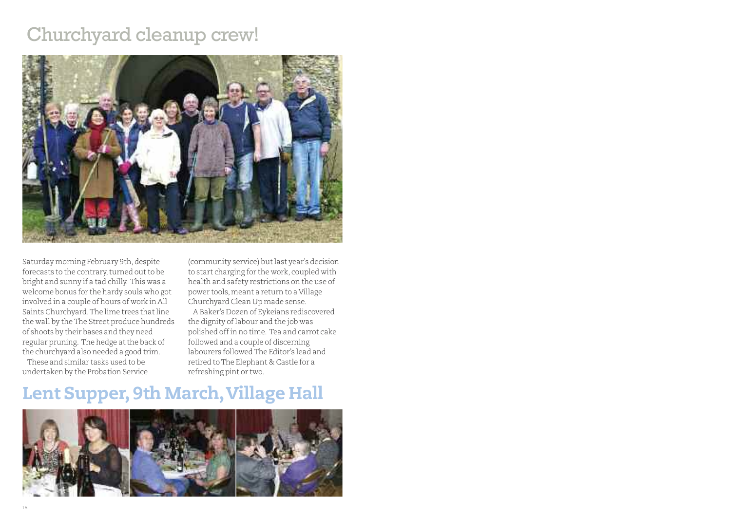# Churchyard cleanup crew!

Saturday morning February 9th, despite forecasts to the contrary, turned out to be bright and sunny if a tad chilly. This was a welcome bonus for the hardy souls who got involved in a couple of hours of work in All Saints Churchyard. The lime trees that line the wall by the The Street produce hundreds of shoots by their bases and they need regular pruning. The hedge at the back of the churchyard also needed a good trim.

These and similar tasks used to be undertaken by the Probation Service (community service) but last year's decision to start charging for the work, coupled with health and safety restrictions on the use of power tools, meant a return to a Village Churchyard Clean Up made sense.

A Baker's Dozen of Eykeians rediscovered the dignity of labour and the job was polished off in no time. Tea and carrot cake followed and a couple of discerning labourers followed The Editor's lead and retired to The Elephant & Castle for a refreshing pint or two.

# Lent Supper, 9th March, Village Hall